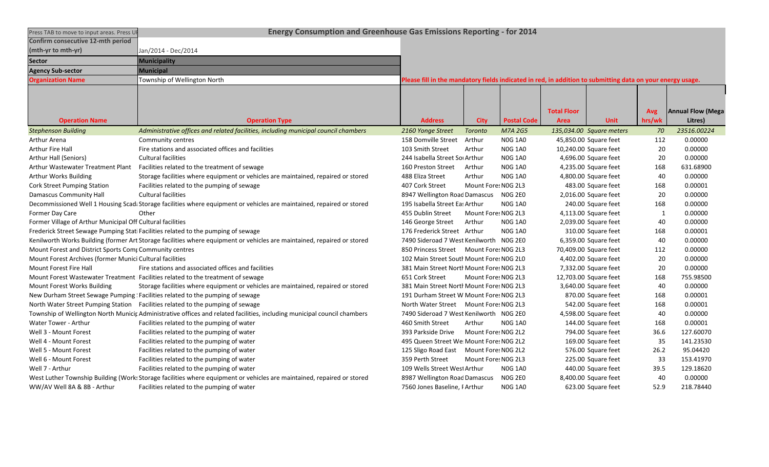| Press TAB to move to input areas. Press UI | Energy Consumption and Greenhouse Gas Emissions Reporting - for 2014 | | | | | | | |
|---|---|---|---|---|---|---|---|---|
| **Confirm consecutive 12-mth period (mth-yr to mth-yr)** | Jan/2014 - Dec/2014 | | | | | | | |
| **Sector** | **Municipality** | | | | | | | |
| **Agency Sub-sector** | **Municipal** | | | | | | | |
| **Organization Name** | Township of Wellington North | Please fill in the mandatory fields indicated in red, in addition to submitting data on your energy usage. | | | | | | |

| Operation Name | Operation Type | Address | City | Postal Code | Total Floor Area | Unit | Avg hrs/wk | Annual Flow (Mega Litres) |
|---|---|---|---|---|---|---|---|---|
| *Stephenson Building* | *Administrative offices and related facilities, including municipal council chambers* | *2160 Yonge Street* | *Toronto* | *M7A 2G5* | *135,034.00* | *Square meters* | *70* | *23516.00224* |
| Arthur Arena | Community centres | 158 Domville Street | Arthur | N0G 1A0 | 45,850.00 | Square feet | 112 | 0.00000 |
| Arthur Fire Hall | Fire stations and associated offices and facilities | 103 Smith Street | Arthur | N0G 1A0 | 10,240.00 | Square feet | 20 | 0.00000 |
| Arthur Hall (Seniors) | Cultural facilities | 244 Isabella Street Sou | Arthur | N0G 1A0 | 4,696.00 | Square feet | 20 | 0.00000 |
| Arthur Wastewater Treatment Plant | Facilities related to the treatment of sewage | 160 Preston Street | Arthur | N0G 1A0 | 4,235.00 | Square feet | 168 | 631.68900 |
| Arthur Works Building | Storage facilities where equipment or vehicles are maintained, repaired or stored | 488 Eliza Street | Arthur | N0G 1A0 | 4,800.00 | Square feet | 40 | 0.00000 |
| Cork Street Pumping Station | Facilities related to the pumping of sewage | 407 Cork Street | Mount Fores | N0G 2L3 | 483.00 | Square feet | 168 | 0.00001 |
| Damascus Community Hall | Cultural facilities | 8947 Wellington Road | Damascus | N0G 2E0 | 2,016.00 | Square feet | 20 | 0.00000 |
| Decommissioned Well 1 Housing Scad | Storage facilities where equipment or vehicles are maintained, repaired or stored | 195 Isabella Street Ea | Arthur | N0G 1A0 | 240.00 | Square feet | 168 | 0.00000 |
| Former Day Care | Other | 455 Dublin Street | Mount Fores | N0G 2L3 | 4,113.00 | Square feet | 1 | 0.00000 |
| Former Village of Arthur Municipal Off | Cultural facilities | 146 George Street | Arthur | N0G 1A0 | 2,039.00 | Square feet | 40 | 0.00000 |
| Frederick Street Sewage Pumping Stati | Facilities related to the pumping of sewage | 176 Frederick Street | Arthur | N0G 1A0 | 310.00 | Square feet | 168 | 0.00001 |
| Kenilworth Works Building (former Art | Storage facilities where equipment or vehicles are maintained, repaired or stored | 7490 Sideroad 7 West | Kenilworth | N0G 2E0 | 6,359.00 | Square feet | 40 | 0.00000 |
| Mount Forest and District Sports Com | Community centres | 850 Princess Street | Mount Fores | N0G 2L3 | 70,409.00 | Square feet | 112 | 0.00000 |
| Mount Forest Archives (former Munici | Cultural facilities | 102 Main Street Sout | Mount Fores | N0G 2L0 | 4,402.00 | Square feet | 20 | 0.00000 |
| Mount Forest Fire Hall | Fire stations and associated offices and facilities | 381 Main Street North | Mount Fores | N0G 2L3 | 7,332.00 | Square feet | 20 | 0.00000 |
| Mount Forest Wastewater Treatment | Facilities related to the treatment of sewage | 651 Cork Street | Mount Fores | N0G 2L3 | 12,703.00 | Square feet | 168 | 755.98500 |
| Mount Forest Works Building | Storage facilities where equipment or vehicles are maintained, repaired or stored | 381 Main Street North | Mount Fores | N0G 2L3 | 3,640.00 | Square feet | 40 | 0.00000 |
| New Durham Street Sewage Pumping | Facilities related to the pumping of sewage | 191 Durham Street W | Mount Fores | N0G 2L3 | 870.00 | Square feet | 168 | 0.00001 |
| North Water Street Pumping Station | Facilities related to the pumping of sewage | North Water Street | Mount Fores | N0G 2L3 | 542.00 | Square feet | 168 | 0.00001 |
| Township of Wellington North Municip | Administrative offices and related facilities, including municipal council chambers | 7490 Sideroad 7 West | Kenilworth | N0G 2E0 | 4,598.00 | Square feet | 40 | 0.00000 |
| Water Tower - Arthur | Facilities related to the pumping of water | 460 Smith Street | Arthur | N0G 1A0 | 144.00 | Square feet | 168 | 0.00001 |
| Well 3 - Mount Forest | Facilities related to the pumping of water | 393 Parkside Drive | Mount Fores | N0G 2L2 | 794.00 | Square feet | 36.6 | 127.60070 |
| Well 4 - Mount Forest | Facilities related to the pumping of water | 495 Queen Street We | Mount Fores | N0G 2L2 | 169.00 | Square feet | 35 | 141.23530 |
| Well 5 - Mount Forest | Facilities related to the pumping of water | 125 Sligo Road East | Mount Fores | N0G 2L2 | 576.00 | Square feet | 26.2 | 95.04420 |
| Well 6 - Mount Forest | Facilities related to the pumping of water | 359 Perth Street | Mount Fores | N0G 2L3 | 225.00 | Square feet | 33 | 153.41970 |
| Well 7 - Arthur | Facilities related to the pumping of water | 109 Wells Street West | Arthur | N0G 1A0 | 440.00 | Square feet | 39.5 | 129.18620 |
| West Luther Township Building (Work | Storage facilities where equipment or vehicles are maintained, repaired or stored | 8987 Wellington Road | Damascus | N0G 2E0 | 8,400.00 | Square feet | 40 | 0.00000 |
| WW/AV Well 8A & 8B - Arthur | Facilities related to the pumping of water | 7560 Jones Baseline, F | Arthur | N0G 1A0 | 623.00 | Square feet | 52.9 | 218.78440 |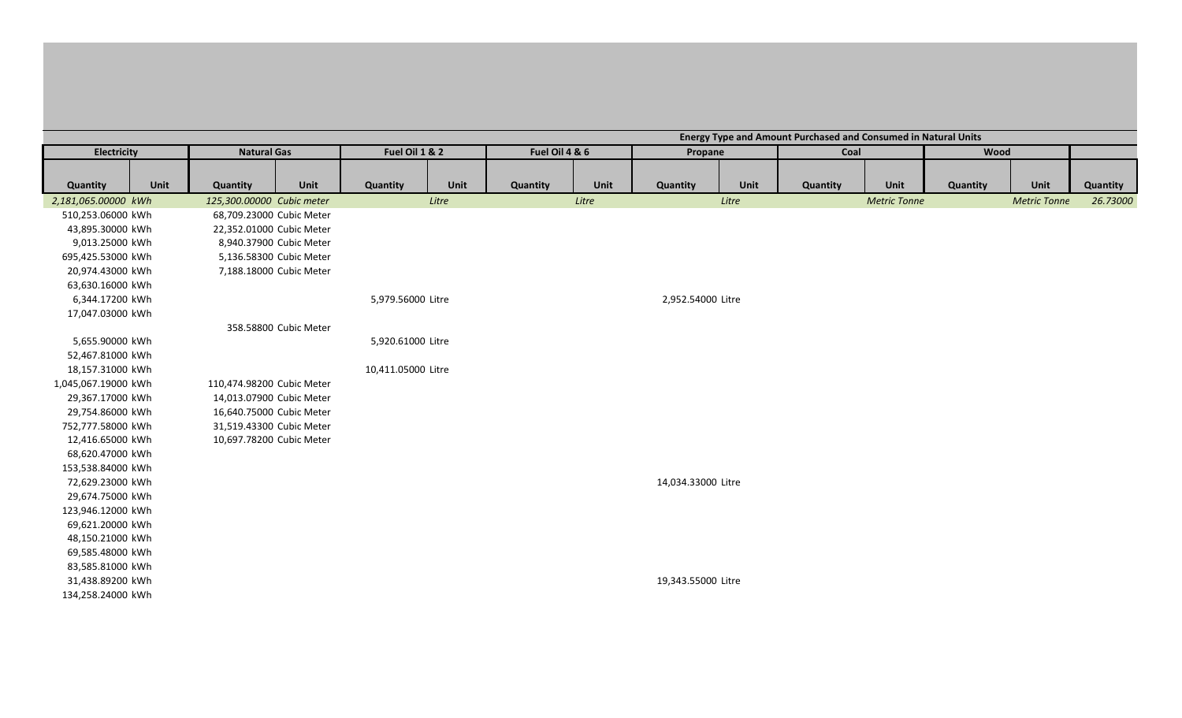| | | | | | | | | | | | | | | |
|---|---|---|---|---|---|---|---|---|---|---|---|---|---|---|
| **Energy Type and Amount Purchased and Consumed in Natural Units** | | | | | | | | | | | | | | |
| **Electricity** | | **Natural Gas** | | **Fuel Oil 1 & 2** | | **Fuel Oil 4 & 6** | | **Propane** | | **Coal** | | **Wood** | | |
| **Quantity** | **Unit** | **Quantity** | **Unit** | **Quantity** | **Unit** | **Quantity** | **Unit** | **Quantity** | **Unit** | **Quantity** | **Unit** | **Quantity** | **Unit** | **Quantity** |
| *2,181,065.00000* | *kWh* | *125,300.00000* | *Cubic meter* | | *Litre* | | *Litre* | | *Litre* | | *Metric Tonne* | | *Metric Tonne* | *26.73000* |
| 510,253.06000 | kWh | 68,709.23000 | Cubic Meter | | | | | | | | | | | |
| 43,895.30000 | kWh | 22,352.01000 | Cubic Meter | | | | | | | | | | | |
| 9,013.25000 | kWh | 8,940.37900 | Cubic Meter | | | | | | | | | | | |
| 695,425.53000 | kWh | 5,136.58300 | Cubic Meter | | | | | | | | | | | |
| 20,974.43000 | kWh | 7,188.18000 | Cubic Meter | | | | | | | | | | | |
| 63,630.16000 | kWh | | | | | | | | | | | | | |
| 6,344.17200 | kWh | | | 5,979.56000 | Litre | | | 2,952.54000 | Litre | | | | | |
| 17,047.03000 | kWh | | | | | | | | | | | | | |
| | | 358.58800 | Cubic Meter | | | | | | | | | | | |
| 5,655.90000 | kWh | | | 5,920.61000 | Litre | | | | | | | | | |
| 52,467.81000 | kWh | | | | | | | | | | | | | |
| 18,157.31000 | kWh | | | 10,411.05000 | Litre | | | | | | | | | |
| 1,045,067.19000 | kWh | 110,474.98200 | Cubic Meter | | | | | | | | | | | |
| 29,367.17000 | kWh | 14,013.07900 | Cubic Meter | | | | | | | | | | | |
| 29,754.86000 | kWh | 16,640.75000 | Cubic Meter | | | | | | | | | | | |
| 752,777.58000 | kWh | 31,519.43300 | Cubic Meter | | | | | | | | | | | |
| 12,416.65000 | kWh | 10,697.78200 | Cubic Meter | | | | | | | | | | | |
| 68,620.47000 | kWh | | | | | | | | | | | | | |
| 153,538.84000 | kWh | | | | | | | | | | | | | |
| 72,629.23000 | kWh | | | | | | | 14,034.33000 | Litre | | | | | |
| 29,674.75000 | kWh | | | | | | | | | | | | | |
| 123,946.12000 | kWh | | | | | | | | | | | | | |
| 69,621.20000 | kWh | | | | | | | | | | | | | |
| 48,150.21000 | kWh | | | | | | | | | | | | | |
| 69,585.48000 | kWh | | | | | | | | | | | | | |
| 83,585.81000 | kWh | | | | | | | | | | | | | |
| 31,438.89200 | kWh | | | | | | | 19,343.55000 | Litre | | | | | |
| 134,258.24000 | kWh | | | | | | | | | | | | | |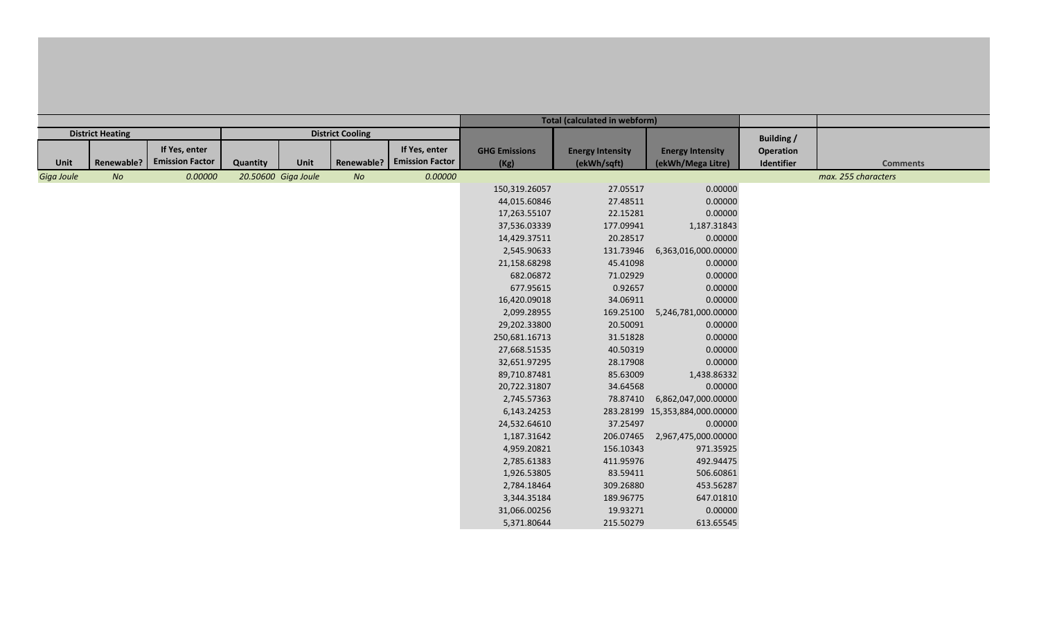| | | | | | | | Total (calculated in webform) | | | | |
|---|---|---|---|---|---|---|---|---|---|---|---|
| District Heating | | | District Cooling | | | | | | | | |
| Unit | Renewable? | If Yes, enter Emission Factor | Quantity | Unit | Renewable? | If Yes, enter Emission Factor | GHG Emissions (Kg) | Energy Intensity (ekWh/sqft) | Energy Intensity (ekWh/Mega Litre) | Building / Operation Identifier | Comments |
| *Giga Joule* | *No* | *0.00000* | *20.50600* | *Giga Joule* | *No* | *0.00000* | | | | | *max. 255 characters* |
| | | | | | | | 150,319.26057 | 27.05517 | 0.00000 | | |
| | | | | | | | 44,015.60846 | 27.48511 | 0.00000 | | |
| | | | | | | | 17,263.55107 | 22.15281 | 0.00000 | | |
| | | | | | | | 37,536.03339 | 177.09941 | 1,187.31843 | | |
| | | | | | | | 14,429.37511 | 20.28517 | 0.00000 | | |
| | | | | | | | 2,545.90633 | 131.73946 | 6,363,016,000.00000 | | |
| | | | | | | | 21,158.68298 | 45.41098 | 0.00000 | | |
| | | | | | | | 682.06872 | 71.02929 | 0.00000 | | |
| | | | | | | | 677.95615 | 0.92657 | 0.00000 | | |
| | | | | | | | 16,420.09018 | 34.06911 | 0.00000 | | |
| | | | | | | | 2,099.28955 | 169.25100 | 5,246,781,000.00000 | | |
| | | | | | | | 29,202.33800 | 20.50091 | 0.00000 | | |
| | | | | | | | 250,681.16713 | 31.51828 | 0.00000 | | |
| | | | | | | | 27,668.51535 | 40.50319 | 0.00000 | | |
| | | | | | | | 32,651.97295 | 28.17908 | 0.00000 | | |
| | | | | | | | 89,710.87481 | 85.63009 | 1,438.86332 | | |
| | | | | | | | 20,722.31807 | 34.64568 | 0.00000 | | |
| | | | | | | | 2,745.57363 | 78.87410 | 6,862,047,000.00000 | | |
| | | | | | | | 6,143.24253 | 283.28199 | 15,353,884,000.00000 | | |
| | | | | | | | 24,532.64610 | 37.25497 | 0.00000 | | |
| | | | | | | | 1,187.31642 | 206.07465 | 2,967,475,000.00000 | | |
| | | | | | | | 4,959.20821 | 156.10343 | 971.35925 | | |
| | | | | | | | 2,785.61383 | 411.95976 | 492.94475 | | |
| | | | | | | | 1,926.53805 | 83.59411 | 506.60861 | | |
| | | | | | | | 2,784.18464 | 309.26880 | 453.56287 | | |
| | | | | | | | 3,344.35184 | 189.96775 | 647.01810 | | |
| | | | | | | | 31,066.00256 | 19.93271 | 0.00000 | | |
| | | | | | | | 5,371.80644 | 215.50279 | 613.65545 | | |